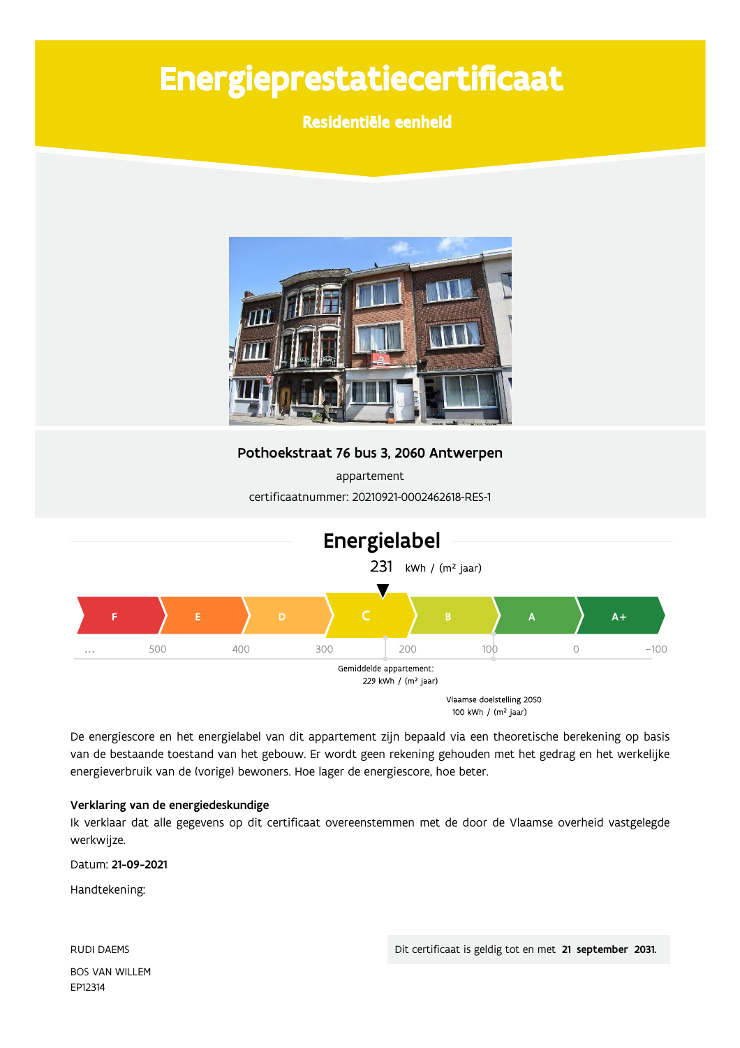# Energieprestatiecertificaat

## Residentiële eenheid

**Pothoekstraat 76 bus 3, 2060 Antwerpen**

appartement

certificaatnummer: 20210921-0002462618-RES-1

## Energielabel

231 kWh / (m² jaar)

F | E | D | C | B | A | A+

... 500 400 300 200 100 0 −100

Gemiddelde appartement: 229 kWh / (m² jaar)

Vlaamse doelstelling 2050 100 kWh / (m² jaar)

De energiescore en het energielabel van dit appartement zijn bepaald via een theoretische berekening op basis van de bestaande toestand van het gebouw. Er wordt geen rekening gehouden met het gedrag en het werkelijke energieverbruik van de (vorige) bewoners. Hoe lager de energiescore, hoe beter.

**Verklaring van de energiedeskundige**

Ik verklaar dat alle gegevens op dit certificaat overeenstemmen met de door de Vlaamse overheid vastgelegde werkwijze.

Datum: **21-09-2021**

Handtekening:

RUDI DAEMS

BOS VAN WILLEM

EP12314

Dit certificaat is geldig tot en met **21 september 2031.**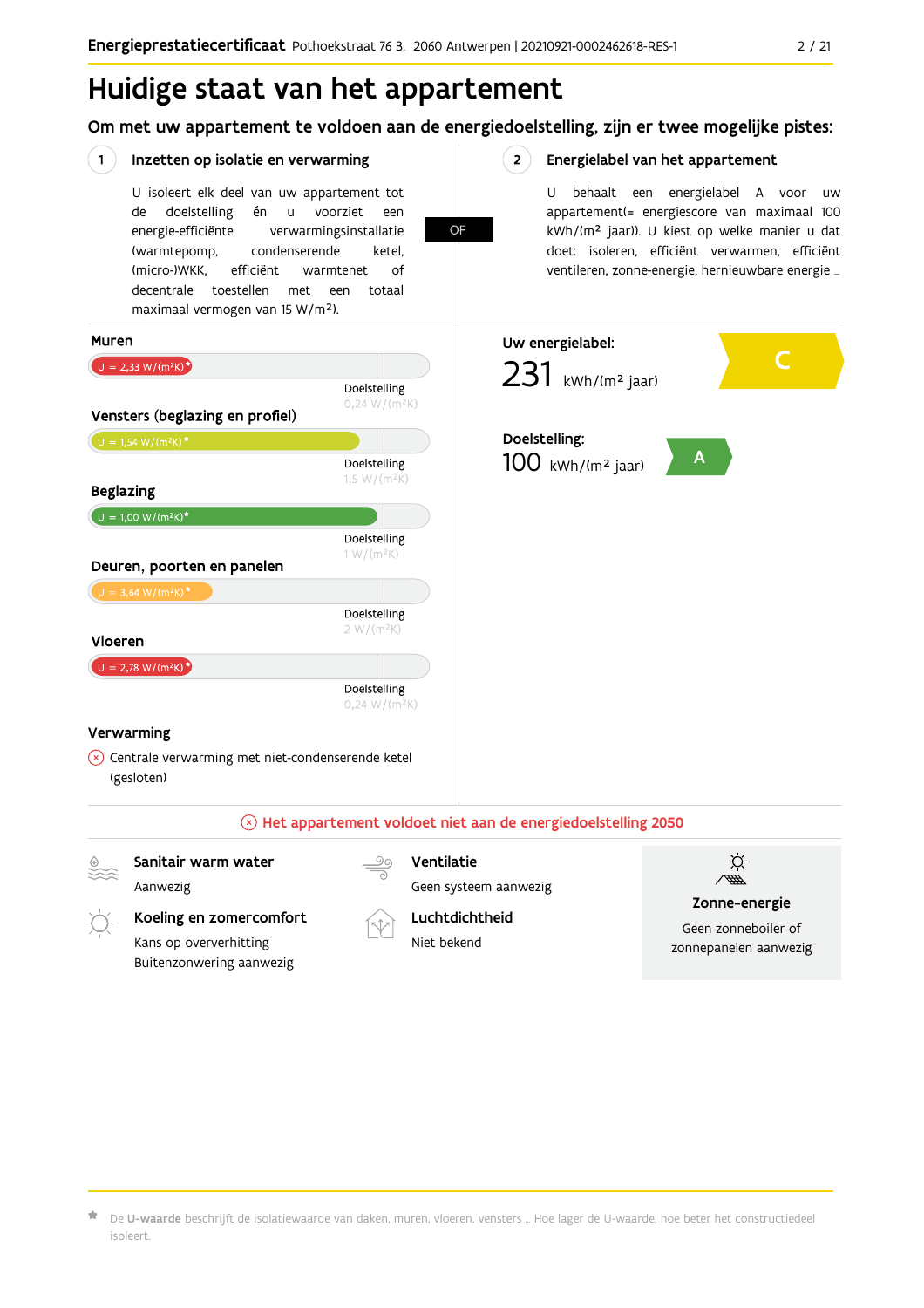# Huidige staat van het appartement

## Om met uw appartement te voldoen aan de energiedoelstelling, zijn er twee mogelijke pistes:

### 1 Inzetten op isolatie en verwarming

U isoleert elk deel van uw appartement tot de doelstelling én u voorziet een energie-efficiënte verwarmingsinstallatie (warmtepomp, condenserende ketel, (micro-)WKK, efficiënt warmtenet of decentrale toestellen met een totaal maximaal vermogen van 15 W/m²).

**OF**

### 2 Energielabel van het appartement

U behaalt een energielabel A voor uw appartement(= energiescore van maximaal 100 kWh/(m² jaar)). U kiest op welke manier u dat doet: isoleren, efficiënt verwarmen, efficiënt ventileren, zonne-energie, hernieuwbare energie ...

**Muren**

U = 2,33 W/(m²K)*

Doelstelling 0,24 W/(m²K)

**Vensters (beglazing en profiel)**

U = 1,54 W/(m²K)*

Doelstelling 1,5 W/(m²K)

**Beglazing**

U = 1,00 W/(m²K)*

Doelstelling 1 W/(m²K)

**Deuren, poorten en panelen**

U = 3,64 W/(m²K)*

Doelstelling 2 W/(m²K)

**Vloeren**

U = 2,78 W/(m²K)*

Doelstelling 0,24 W/(m²K)

**Verwarming**

Centrale verwarming met niet-condenserende ketel (gesloten)

**Uw energielabel:**

231 kWh/(m² jaar) — C

**Doelstelling:**

100 kWh/(m² jaar) — A

**Het appartement voldoet niet aan de energiedoelstelling 2050**

**Sanitair warm water**
Aanwezig

**Ventilatie**
Geen systeem aanwezig

**Koeling en zomercomfort**
Kans op oververhitting
Buitenzonwering aanwezig

**Luchtdichtheid**
Niet bekend

**Zonne-energie**
Geen zonneboiler of zonnepanelen aanwezig

* De **U-waarde** beschrijft de isolatiewaarde van daken, muren, vloeren, vensters ... Hoe lager de U-waarde, hoe beter het constructiedeel isoleert.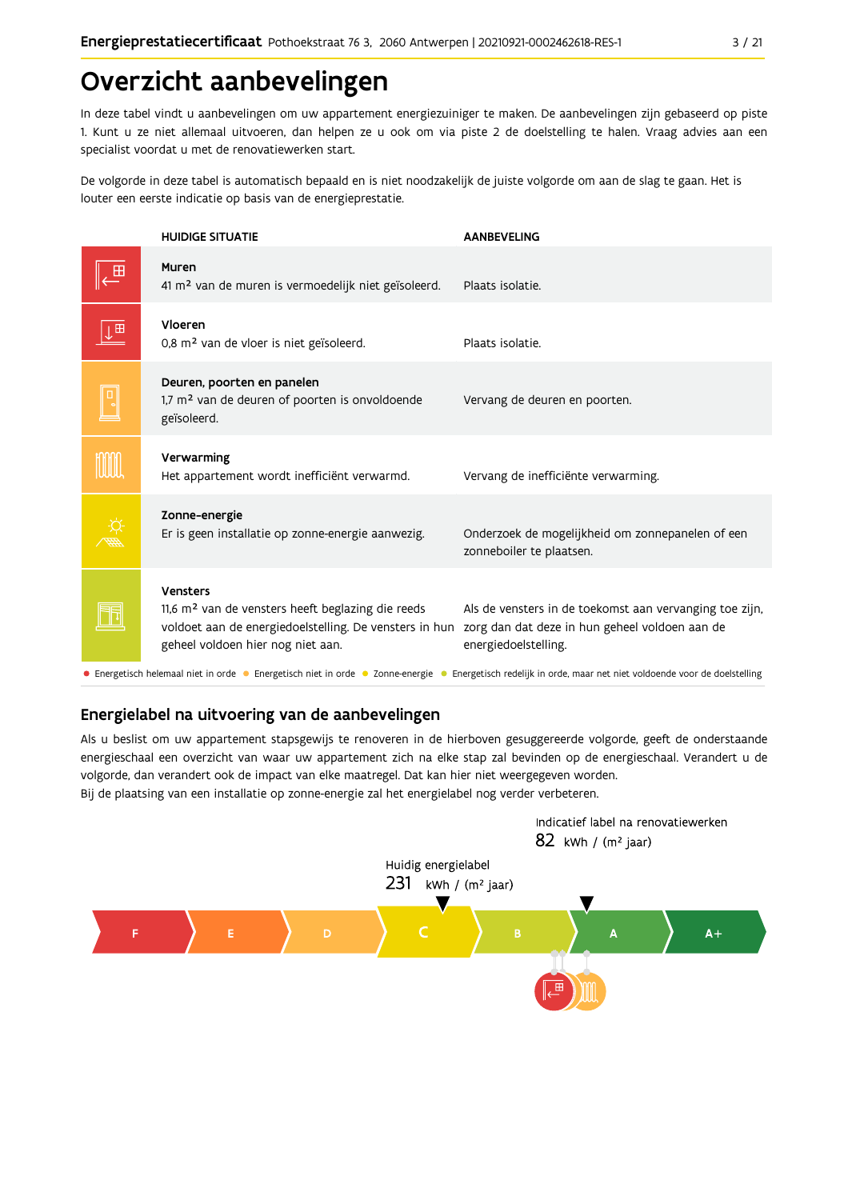# Overzicht aanbevelingen

In deze tabel vindt u aanbevelingen om uw appartement energiezuiniger te maken. De aanbevelingen zijn gebaseerd op piste 1. Kunt u ze niet allemaal uitvoeren, dan helpen ze u ook om via piste 2 de doelstelling te halen. Vraag advies aan een specialist voordat u met de renovatiewerken start.

De volgorde in deze tabel is automatisch bepaald en is niet noodzakelijk de juiste volgorde om aan de slag te gaan. Het is louter een eerste indicatie op basis van de energieprestatie.

| HUIDIGE SITUATIE | AANBEVELING |
|---|---|
| **Muren**<br>41 m² van de muren is vermoedelijk niet geïsoleerd. | Plaats isolatie. |
| **Vloeren**<br>0,8 m² van de vloer is niet geïsoleerd. | Plaats isolatie. |
| **Deuren, poorten en panelen**<br>1,7 m² van de deuren of poorten is onvoldoende geïsoleerd. | Vervang de deuren en poorten. |
| **Verwarming**<br>Het appartement wordt inefficiënt verwarmd. | Vervang de inefficiënte verwarming. |
| **Zonne-energie**<br>Er is geen installatie op zonne-energie aanwezig. | Onderzoek de mogelijkheid om zonnepanelen of een zonneboiler te plaatsen. |
| **Vensters**<br>11,6 m² van de vensters heeft beglazing die reeds voldoet aan de energiedoelstelling. De vensters in hun geheel voldoen hier nog niet aan. | Als de vensters in de toekomst aan vervanging toe zijn, zorg dan dat deze in hun geheel voldoen aan de energiedoelstelling. |

● Energetisch helemaal niet in orde ● Energetisch niet in orde ● Zonne-energie ● Energetisch redelijk in orde, maar net niet voldoende voor de doelstelling

## Energielabel na uitvoering van de aanbevelingen

Als u beslist om uw appartement stapsgewijs te renoveren in de hierboven gesuggereerde volgorde, geeft de onderstaande energieschaal een overzicht van waar uw appartement zich na elke stap zal bevinden op de energieschaal. Verandert u de volgorde, dan verandert ook de impact van elke maatregel. Dat kan hier niet weergegeven worden.
Bij de plaatsing van een installatie op zonne-energie zal het energielabel nog verder verbeteren.

Indicatief label na renovatiewerken
82 kWh / (m² jaar)

Huidig energielabel
231 kWh / (m² jaar)

F | E | D | C | B | A | A+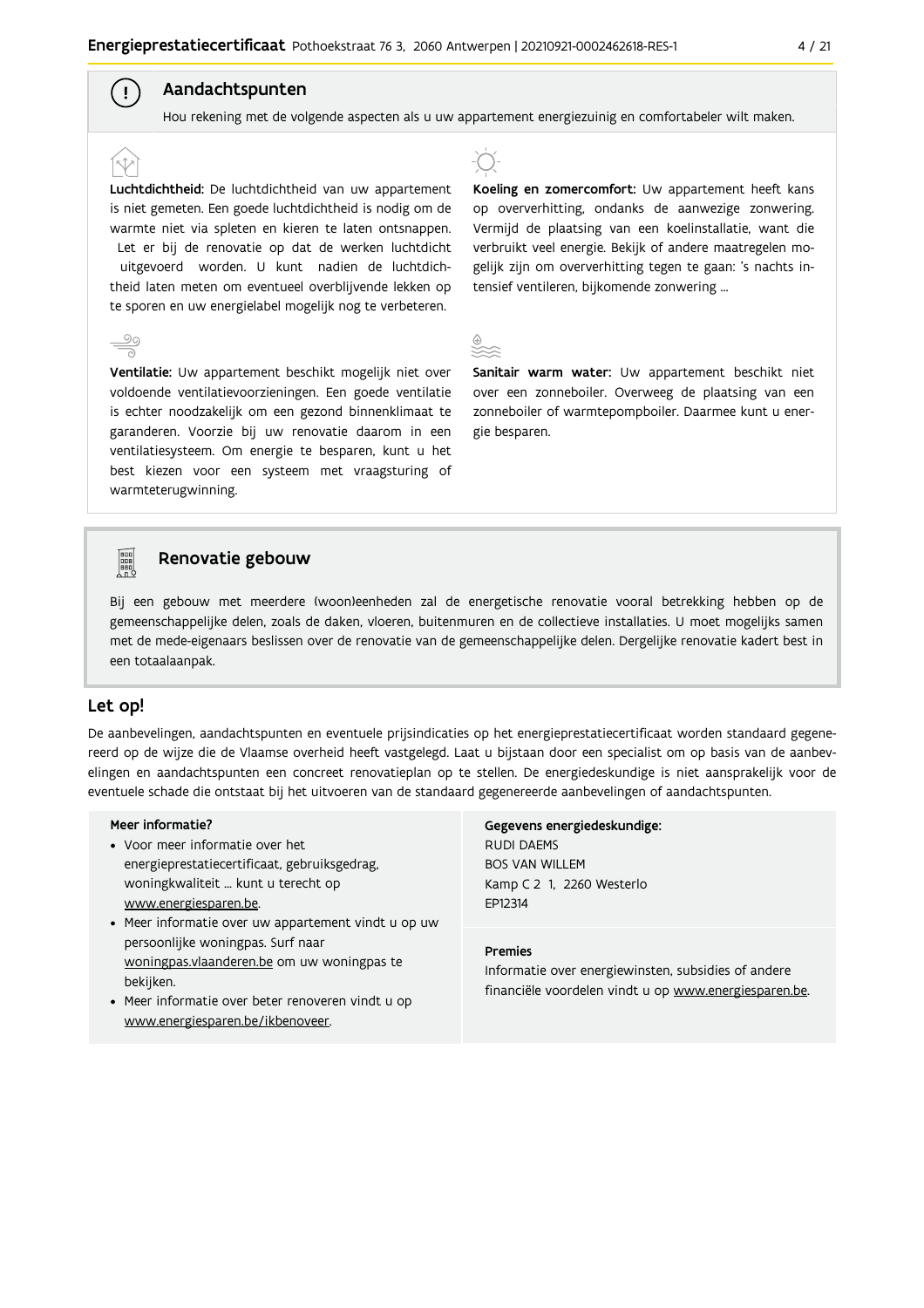## Aandachtspunten

Hou rekening met de volgende aspecten als u uw appartement energiezuinig en comfortabeler wilt maken.

**Luchtdichtheid:** De luchtdichtheid van uw appartement is niet gemeten. Een goede luchtdichtheid is nodig om de warmte niet via spleten en kieren te laten ontsnappen. Let er bij de renovatie op dat de werken luchtdicht uitgevoerd worden. U kunt nadien de luchtdichtheid laten meten om eventueel overblijvende lekken op te sporen en uw energielabel mogelijk nog te verbeteren.

**Ventilatie:** Uw appartement beschikt mogelijk niet over voldoende ventilatievoorzieningen. Een goede ventilatie is echter noodzakelijk om een gezond binnenklimaat te garanderen. Voorzie bij uw renovatie daarom in een ventilatiesysteem. Om energie te besparen, kunt u het best kiezen voor een systeem met vraagsturing of warmteterugwinning.

**Koeling en zomercomfort:** Uw appartement heeft kans op oververhitting, ondanks de aanwezige zonwering. Vermijd de plaatsing van een koelinstallatie, want die verbruikt veel energie. Bekijk of andere maatregelen mogelijk zijn om oververhitting tegen te gaan: 's nachts intensief ventileren, bijkomende zonwering ...

**Sanitair warm water:** Uw appartement beschikt niet over een zonneboiler. Overweeg de plaatsing van een zonneboiler of warmtepompboiler. Daarmee kunt u energie besparen.

## Renovatie gebouw

Bij een gebouw met meerdere (woon)eenheden zal de energetische renovatie vooral betrekking hebben op de gemeenschappelijke delen, zoals de daken, vloeren, buitenmuren en de collectieve installaties. U moet mogelijks samen met de mede-eigenaars beslissen over de renovatie van de gemeenschappelijke delen. Dergelijke renovatie kadert best in een totaalaanpak.

## Let op!

De aanbevelingen, aandachtspunten en eventuele prijsindicaties op het energieprestatiecertificaat worden standaard gegenereerd op de wijze die de Vlaamse overheid heeft vastgelegd. Laat u bijstaan door een specialist om op basis van de aanbevelingen en aandachtspunten een concreet renovatieplan op te stellen. De energiedeskundige is niet aansprakelijk voor de eventuele schade die ontstaat bij het uitvoeren van de standaard gegenereerde aanbevelingen of aandachtspunten.

**Meer informatie?**

- Voor meer informatie over het energieprestatiecertificaat, gebruiksgedrag, woningkwaliteit ... kunt u terecht op www.energiesparen.be.
- Meer informatie over uw appartement vindt u op uw persoonlijke woningpas. Surf naar woningpas.vlaanderen.be om uw woningpas te bekijken.
- Meer informatie over beter renoveren vindt u op www.energiesparen.be/ikbenoveer.

**Gegevens energiedeskundige:**

RUDI DAEMS
BOS VAN WILLEM
Kamp C 2 1, 2260 Westerlo
EP12314

**Premies**

Informatie over energiewinsten, subsidies of andere financiële voordelen vindt u op www.energiesparen.be.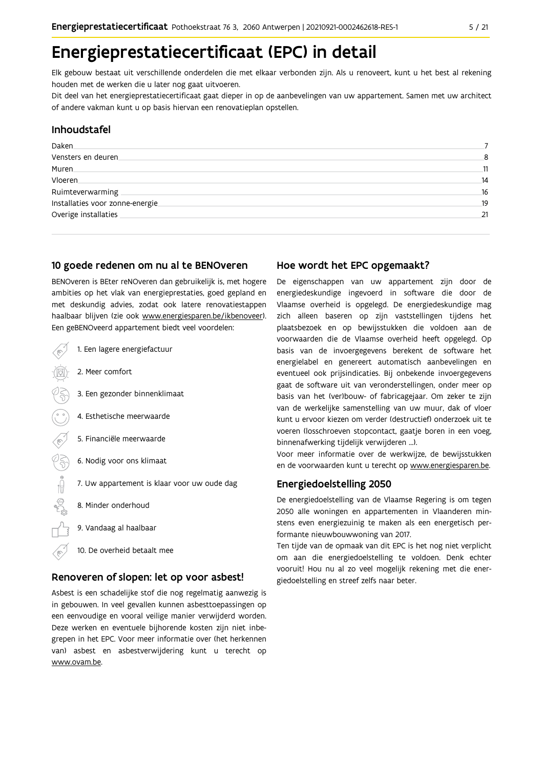# Energieprestatiecertificaat (EPC) in detail

Elk gebouw bestaat uit verschillende onderdelen die met elkaar verbonden zijn. Als u renoveert, kunt u het best al rekening houden met de werken die u later nog gaat uitvoeren.

Dit deel van het energieprestatiecertificaat gaat dieper in op de aanbevelingen van uw appartement. Samen met uw architect of andere vakman kunt u op basis hiervan een renovatieplan opstellen.

## Inhoudstafel

| | |
|---|---|
| Daken | 7 |
| Vensters en deuren | 8 |
| Muren | 11 |
| Vloeren | 14 |
| Ruimteverwarming | 16 |
| Installaties voor zonne-energie | 19 |
| Overige installaties | 21 |

## 10 goede redenen om nu al te BENOveren

BENOveren is BEter reNOveren dan gebruikelijk is, met hogere ambities op het vlak van energieprestaties, goed gepland en met deskundig advies, zodat ook latere renovatiestappen haalbaar blijven (zie ook www.energiesparen.be/ikbenoveer). Een geBENOveerd appartement biedt veel voordelen:

1. Een lagere energiefactuur
2. Meer comfort
3. Een gezonder binnenklimaat
4. Esthetische meerwaarde
5. Financiële meerwaarde
6. Nodig voor ons klimaat
7. Uw appartement is klaar voor uw oude dag
8. Minder onderhoud
9. Vandaag al haalbaar
10. De overheid betaalt mee

## Renoveren of slopen: let op voor asbest!

Asbest is een schadelijke stof die nog regelmatig aanwezig is in gebouwen. In veel gevallen kunnen asbesttoepassingen op een eenvoudige en vooral veilige manier verwijderd worden. Deze werken en eventuele bijhorende kosten zijn niet inbegrepen in het EPC. Voor meer informatie over (het herkennen van) asbest en asbestverwijdering kunt u terecht op www.ovam.be.

## Hoe wordt het EPC opgemaakt?

De eigenschappen van uw appartement zijn door de energiedeskundige ingevoerd in software die door de Vlaamse overheid is opgelegd. De energiedeskundige mag zich alleen baseren op zijn vaststellingen tijdens het plaatsbezoek en op bewijsstukken die voldoen aan de voorwaarden die de Vlaamse overheid heeft opgelegd. Op basis van de invoergegevens berekent de software het energielabel en genereert automatisch aanbevelingen en eventueel ook prijsindicaties. Bij onbekende invoergegevens gaat de software uit van veronderstellingen, onder meer op basis van het (ver)bouw- of fabricagejaar. Om zeker te zijn van de werkelijke samenstelling van uw muur, dak of vloer kunt u ervoor kiezen om verder (destructief) onderzoek uit te voeren (losschroeven stopcontact, gaatje boren in een voeg, binnenafwerking tijdelijk verwijderen ...).

Voor meer informatie over de werkwijze, de bewijsstukken en de voorwaarden kunt u terecht op www.energiesparen.be.

## Energiedoelstelling 2050

De energiedoelstelling van de Vlaamse Regering is om tegen 2050 alle woningen en appartementen in Vlaanderen minstens even energiezuinig te maken als een energetisch performante nieuwbouwwoning van 2017.

Ten tijde van de opmaak van dit EPC is het nog niet verplicht om aan die energiedoelstelling te voldoen. Denk echter vooruit! Hou nu al zo veel mogelijk rekening met die energiedoelstelling en streef zelfs naar beter.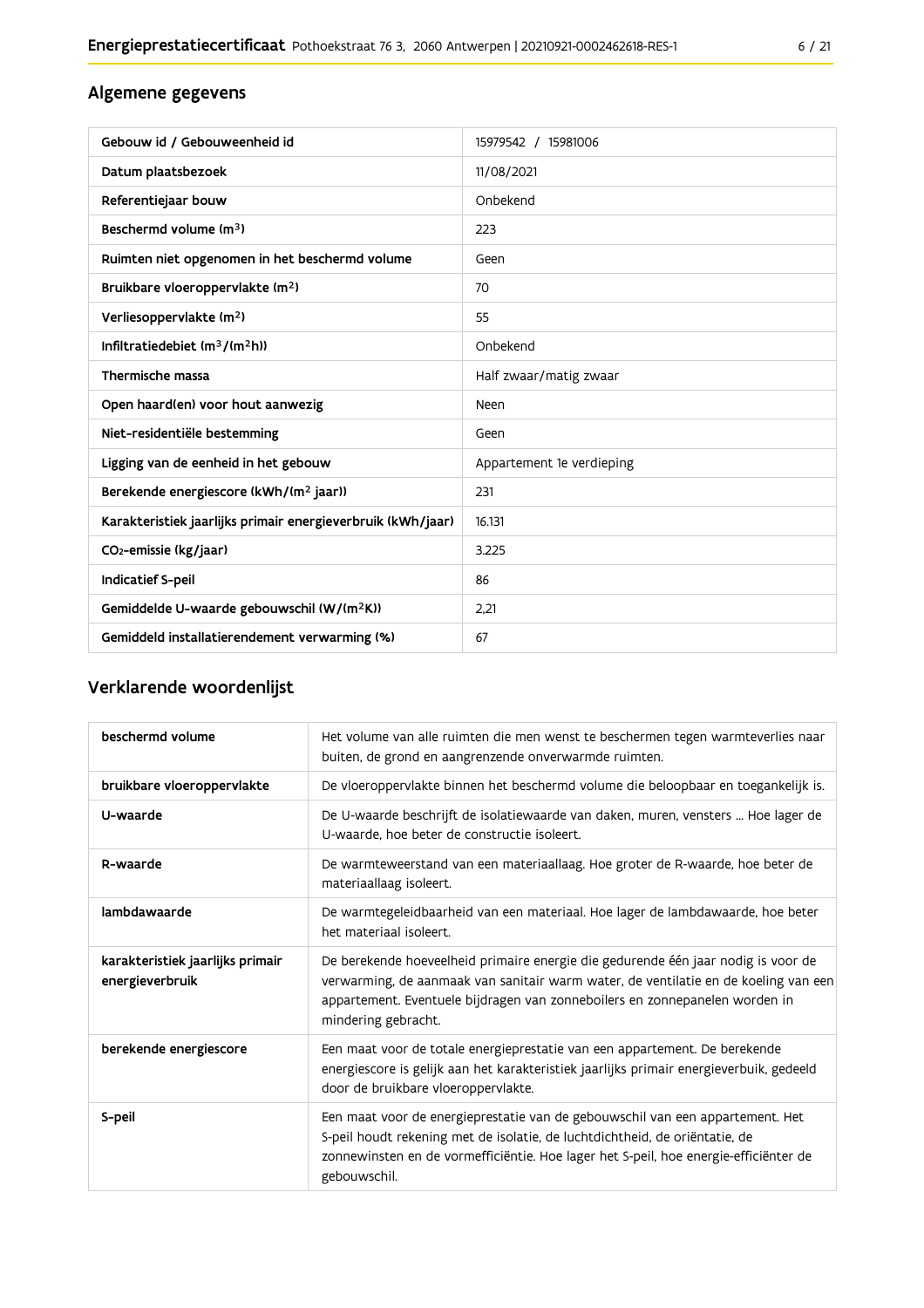## Algemene gegevens

| | |
|---|---|
| Gebouw id / Gebouweenheid id | 15979542 / 15981006 |
| Datum plaatsbezoek | 11/08/2021 |
| Referentiejaar bouw | Onbekend |
| Beschermd volume ($m^3$) | 223 |
| Ruimten niet opgenomen in het beschermd volume | Geen |
| Bruikbare vloeroppervlakte ($m^2$) | 70 |
| Verliesoppervlakte ($m^2$) | 55 |
| Infiltratiedebiet ($m^3/(m^2h)$) | Onbekend |
| Thermische massa | Half zwaar/matig zwaar |
| Open haard(en) voor hout aanwezig | Neen |
| Niet-residentiële bestemming | Geen |
| Ligging van de eenheid in het gebouw | Appartement 1e verdieping |
| Berekende energiescore (kWh/($m^2$ jaar)) | 231 |
| Karakteristiek jaarlijks primair energieverbruik (kWh/jaar) | 16.131 |
| $CO_2$-emissie (kg/jaar) | 3.225 |
| Indicatief S-peil | 86 |
| Gemiddelde U-waarde gebouwschil (W/($m^2$K)) | 2,21 |
| Gemiddeld installatierendement verwarming (%) | 67 |

## Verklarende woordenlijst

| | |
|---|---|
| beschermd volume | Het volume van alle ruimten die men wenst te beschermen tegen warmteverlies naar buiten, de grond en aangrenzende onverwarmde ruimten. |
| bruikbare vloeroppervlakte | De vloeroppervlakte binnen het beschermd volume die beloopbaar en toegankelijk is. |
| U-waarde | De U-waarde beschrijft de isolatiewaarde van daken, muren, vensters ... Hoe lager de U-waarde, hoe beter de constructie isoleert. |
| R-waarde | De warmteweerstand van een materiaallaag. Hoe groter de R-waarde, hoe beter de materiaallaag isoleert. |
| lambdawaarde | De warmtegeleidbaarheid van een materiaal. Hoe lager de lambdawaarde, hoe beter het materiaal isoleert. |
| karakteristiek jaarlijks primair energieverbruik | De berekende hoeveelheid primaire energie die gedurende één jaar nodig is voor de verwarming, de aanmaak van sanitair warm water, de ventilatie en de koeling van een appartement. Eventuele bijdragen van zonneboilers en zonnepanelen worden in mindering gebracht. |
| berekende energiescore | Een maat voor de totale energieprestatie van een appartement. De berekende energiescore is gelijk aan het karakteristiek jaarlijks primair energieverbuik, gedeeld door de bruikbare vloeroppervlakte. |
| S-peil | Een maat voor de energieprestatie van de gebouwschil van een appartement. Het S-peil houdt rekening met de isolatie, de luchtdichtheid, de oriëntatie, de zonnewinsten en de vormefficiëntie. Hoe lager het S-peil, hoe energie-efficiënter de gebouwschil. |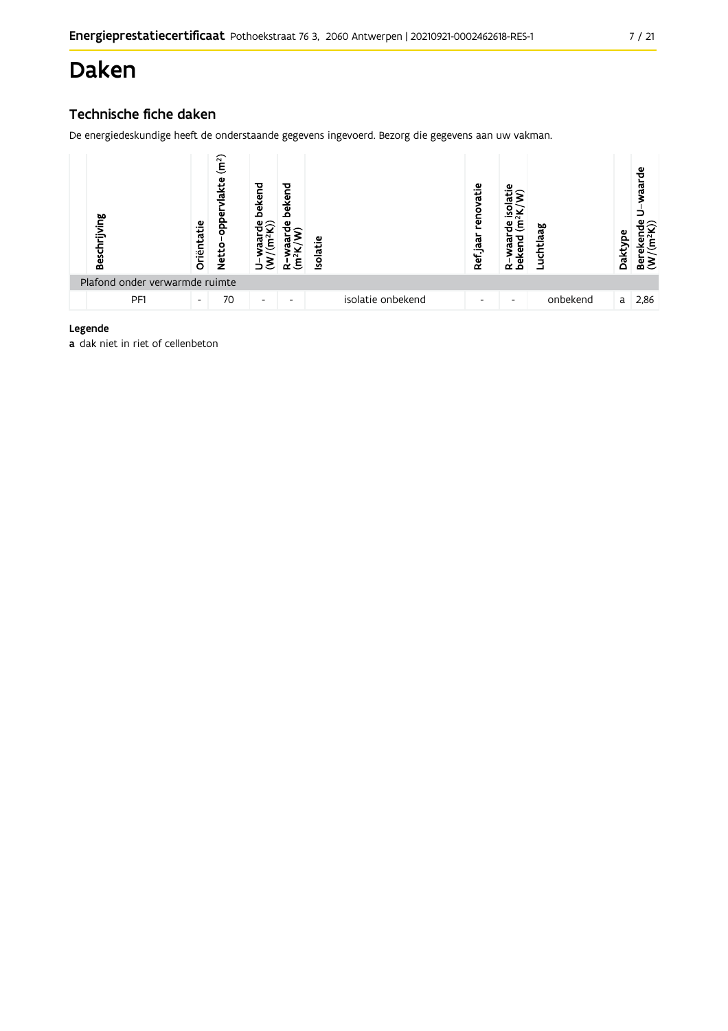# Daken

## Technische fiche daken

De energiedeskundige heeft de onderstaande gegevens ingevoerd. Bezorg die gegevens aan uw vakman.

| Beschrijving | Oriëntatie | Netto-oppervlakte ($m^2$) | U-waarde bekend ($W/(m^2K)$) | R-waarde bekend ($m^2K/W$) | Isolatie | Ref.jaar renovatie | R-waarde isolatie bekend ($m^2K/W$) | Luchtlaag | Daktype | Berekende U-waarde ($W/(m^2K)$) |
|---|---|---|---|---|---|---|---|---|---|---|
| Plafond onder verwarmde ruimte | | | | | | | | | | |
| PF1 | - | 70 | - | - | isolatie onbekend | - | - | onbekend | a | 2,86 |

**Legende**

**a** dak niet in riet of cellenbeton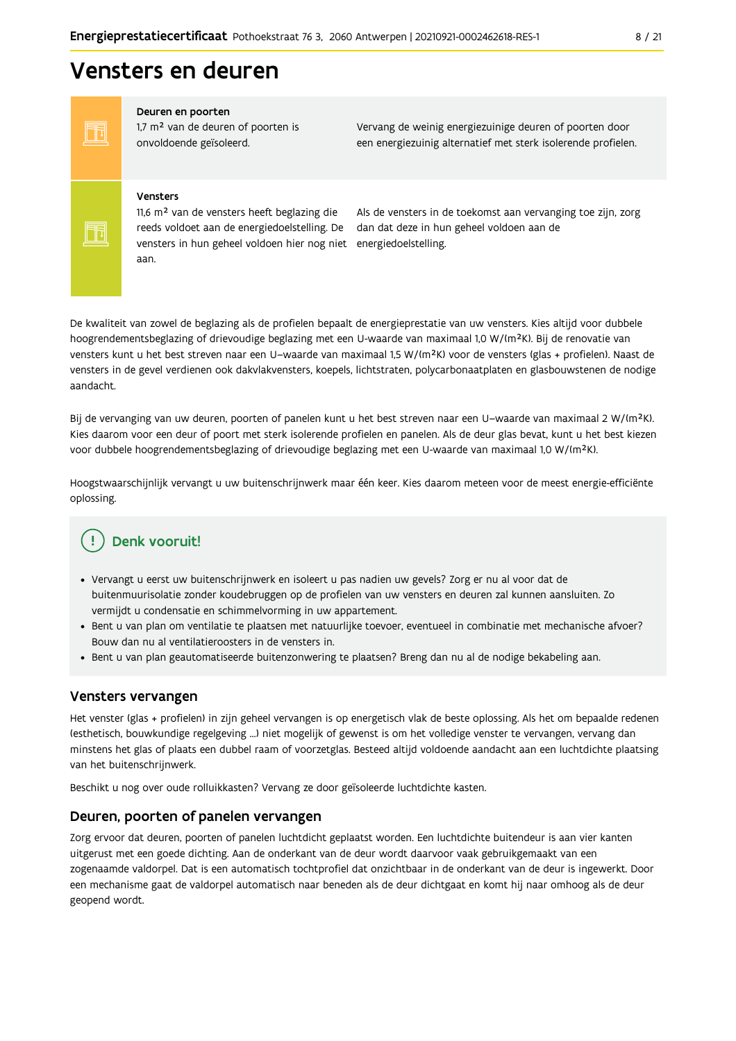# Vensters en deuren

| | |
|---|---|
| **Deuren en poorten**<br>1,7 m² van de deuren of poorten is onvoldoende geïsoleerd. | Vervang de weinig energiezuinige deuren of poorten door een energiezuinig alternatief met sterk isolerende profielen. |
| **Vensters**<br>11,6 m² van de vensters heeft beglazing die reeds voldoet aan de energiedoelstelling. De vensters in hun geheel voldoen hier nog niet aan. | Als de vensters in de toekomst aan vervanging toe zijn, zorg dan dat deze in hun geheel voldoen aan de energiedoelstelling. |

De kwaliteit van zowel de beglazing als de profielen bepaalt de energieprestatie van uw vensters. Kies altijd voor dubbele hoogrendementsbeglazing of drievoudige beglazing met een U-waarde van maximaal 1,0 W/(m²K). Bij de renovatie van vensters kunt u het best streven naar een U–waarde van maximaal 1,5 W/(m²K) voor de vensters (glas + profielen). Naast de vensters in de gevel verdienen ook dakvlakvensters, koepels, lichtstraten, polycarbonaatplaten en glasbouwstenen de nodige aandacht.

Bij de vervanging van uw deuren, poorten of panelen kunt u het best streven naar een U–waarde van maximaal 2 W/(m²K). Kies daarom voor een deur of poort met sterk isolerende profielen en panelen. Als de deur glas bevat, kunt u het best kiezen voor dubbele hoogrendementsbeglazing of drievoudige beglazing met een U-waarde van maximaal 1,0 W/(m²K).

Hoogstwaarschijnlijk vervangt u uw buitenschrijnwerk maar één keer. Kies daarom meteen voor de meest energie-efficiënte oplossing.

## Denk vooruit!

- Vervangt u eerst uw buitenschrijnwerk en isoleert u pas nadien uw gevels? Zorg er nu al voor dat de buitenmuurisolatie zonder koudebruggen op de profielen van uw vensters en deuren zal kunnen aansluiten. Zo vermijdt u condensatie en schimmelvorming in uw appartement.
- Bent u van plan om ventilatie te plaatsen met natuurlijke toevoer, eventueel in combinatie met mechanische afvoer? Bouw dan nu al ventilatieroosters in de vensters in.
- Bent u van plan geautomatiseerde buitenzonwering te plaatsen? Breng dan nu al de nodige bekabeling aan.

## Vensters vervangen

Het venster (glas + profielen) in zijn geheel vervangen is op energetisch vlak de beste oplossing. Als het om bepaalde redenen (esthetisch, bouwkundige regelgeving ...) niet mogelijk of gewenst is om het volledige venster te vervangen, vervang dan minstens het glas of plaats een dubbel raam of voorzetglas. Besteed altijd voldoende aandacht aan een luchtdichte plaatsing van het buitenschrijnwerk.

Beschikt u nog over oude rolluikkasten? Vervang ze door geïsoleerde luchtdichte kasten.

## Deuren, poorten of panelen vervangen

Zorg ervoor dat deuren, poorten of panelen luchtdicht geplaatst worden. Een luchtdichte buitendeur is aan vier kanten uitgerust met een goede dichting. Aan de onderkant van de deur wordt daarvoor vaak gebruikgemaakt van een zogenaamde valdorpel. Dat is een automatisch tochtprofiel dat onzichtbaar in de onderkant van de deur is ingewerkt. Door een mechanisme gaat de valdorpel automatisch naar beneden als de deur dichtgaat en komt hij naar omhoog als de deur geopend wordt.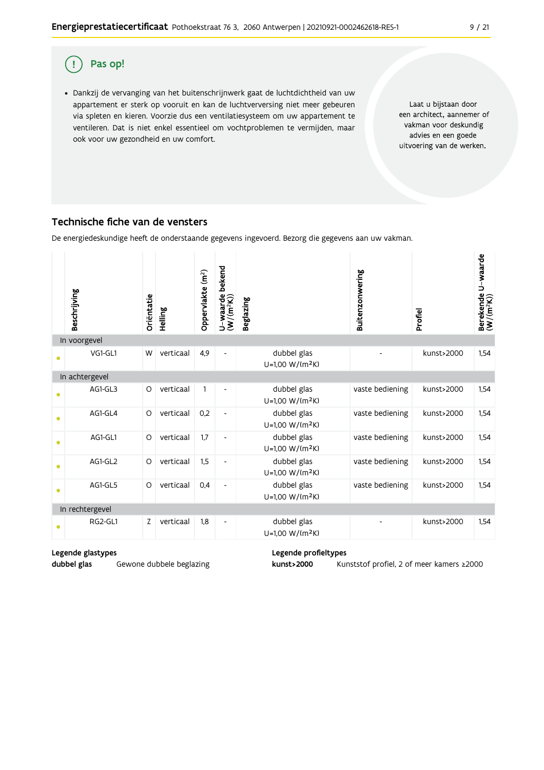## Pas op!

- Dankzij de vervanging van het buitenschrijnwerk gaat de luchtdichtheid van uw appartement er sterk op vooruit en kan de luchtverversing niet meer gebeuren via spleten en kieren. Voorzie dus een ventilatiesysteem om uw appartement te ventileren. Dat is niet enkel essentieel om vochtproblemen te vermijden, maar ook voor uw gezondheid en uw comfort.

Laat u bijstaan door een architect, aannemer of vakman voor deskundig advies en een goede uitvoering van de werken.

## Technische fiche van de vensters

De energiedeskundige heeft de onderstaande gegevens ingevoerd. Bezorg die gegevens aan uw vakman.

| | Beschrijving | Oriëntatie | Helling | Oppervlakte (m²) | U-waarde bekend (W/(m²K)) | Beglazing | Buitenzonwering | Profiel | Berekende U-waarde (W/(m²K)) |
|---|---|---|---|---|---|---|---|---|---|
| **In voorgevel** | | | | | | | | | |
| • | VG1-GL1 | W | verticaal | 4,9 | - | dubbel glas U=1,00 W/(m²K) | - | kunst>2000 | 1,54 |
| **In achtergevel** | | | | | | | | | |
| • | AG1-GL3 | O | verticaal | 1 | - | dubbel glas U=1,00 W/(m²K) | vaste bediening | kunst>2000 | 1,54 |
| • | AG1-GL4 | O | verticaal | 0,2 | - | dubbel glas U=1,00 W/(m²K) | vaste bediening | kunst>2000 | 1,54 |
| • | AG1-GL1 | O | verticaal | 1,7 | - | dubbel glas U=1,00 W/(m²K) | vaste bediening | kunst>2000 | 1,54 |
| • | AG1-GL2 | O | verticaal | 1,5 | - | dubbel glas U=1,00 W/(m²K) | vaste bediening | kunst>2000 | 1,54 |
| • | AG1-GL5 | O | verticaal | 0,4 | - | dubbel glas U=1,00 W/(m²K) | vaste bediening | kunst>2000 | 1,54 |
| **In rechtergevel** | | | | | | | | | |
| • | RG2-GL1 | Z | verticaal | 1,8 | - | dubbel glas U=1,00 W/(m²K) | - | kunst>2000 | 1,54 |

**Legende glastypes**

**dubbel glas** Gewone dubbele beglazing

**Legende profieltypes**

**kunst>2000** Kunststof profiel, 2 of meer kamers ≥2000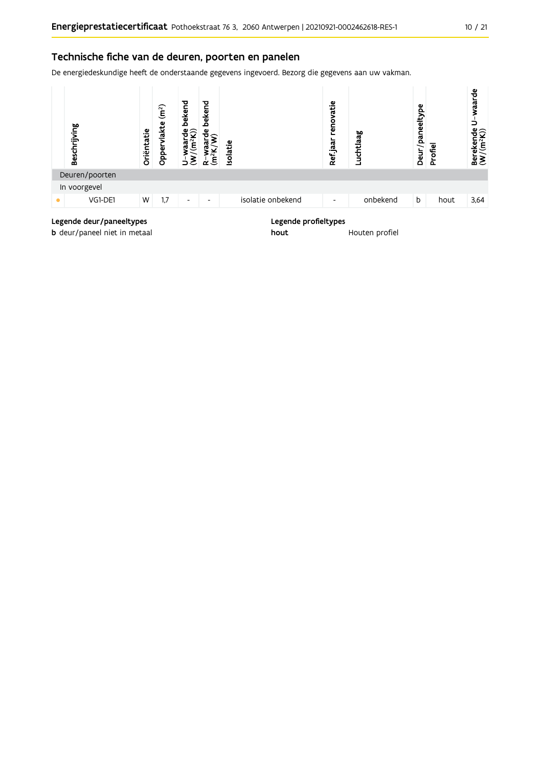## Technische fiche van de deuren, poorten en panelen

De energiedeskundige heeft de onderstaande gegevens ingevoerd. Bezorg die gegevens aan uw vakman.

| | Beschrijving | Oriëntatie | Oppervlakte (m²) | U-waarde bekend (W/(m²K)) | R-waarde bekend (m²K/W) | Isolatie | Ref.jaar renovatie | Luchtlaag | Deur/paneeltype | Profiel | Berekende U-waarde (W/(m²K)) |
|---|---|---|---|---|---|---|---|---|---|---|---|
| Deuren/poorten | | | | | | | | | | | |
| In voorgevel | | | | | | | | | | | |
| ● | VG1-DE1 | W | 1,7 | - | - | isolatie onbekend | - | onbekend | b | hout | 3,64 |

**Legende deur/paneeltypes**

**b** deur/paneel niet in metaal

**Legende profieltypes**

**hout** Houten profiel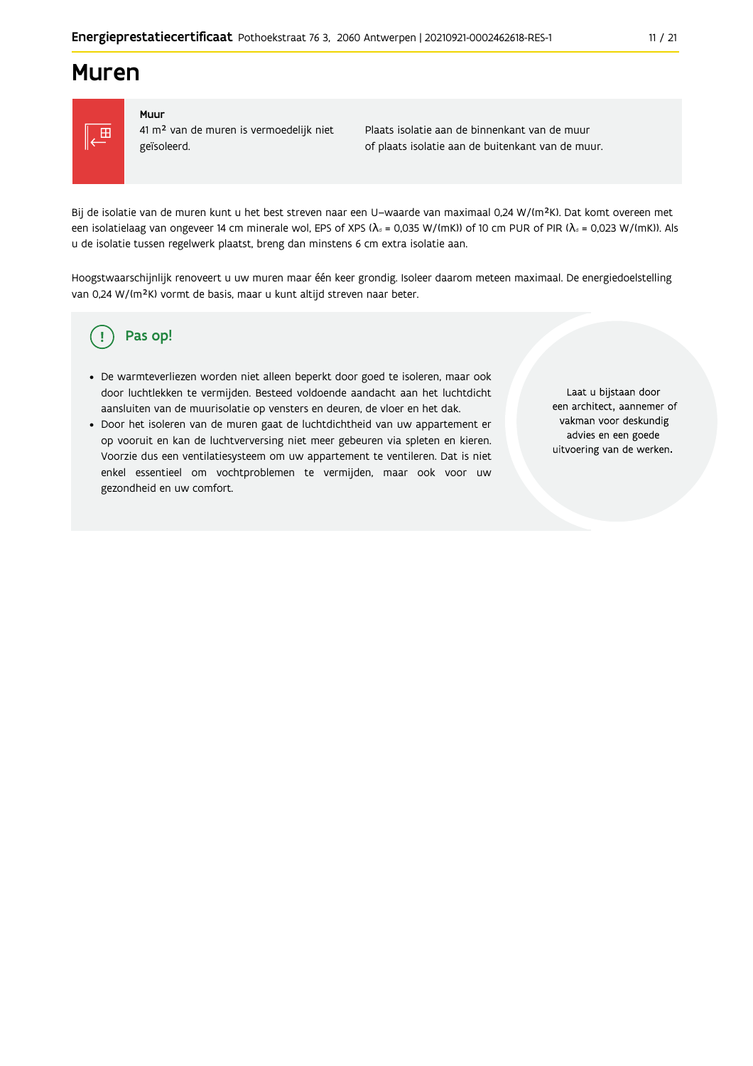# Muren

**Muur**

41 m² van de muren is vermoedelijk niet geïsoleerd.

Plaats isolatie aan de binnenkant van de muur of plaats isolatie aan de buitenkant van de muur.

Bij de isolatie van de muren kunt u het best streven naar een U-waarde van maximaal 0,24 W/(m²K). Dat komt overeen met een isolatielaag van ongeveer 14 cm minerale wol, EPS of XPS ($\lambda_d$ = 0,035 W/(mK)) of 10 cm PUR of PIR ($\lambda_d$ = 0,023 W/(mK)). Als u de isolatie tussen regelwerk plaatst, breng dan minstens 6 cm extra isolatie aan.

Hoogstwaarschijnlijk renoveert u uw muren maar één keer grondig. Isoleer daarom meteen maximaal. De energiedoelstelling van 0,24 W/(m²K) vormt de basis, maar u kunt altijd streven naar beter.

## Pas op!

- De warmteverliezen worden niet alleen beperkt door goed te isoleren, maar ook door luchtlekken te vermijden. Besteed voldoende aandacht aan het luchtdicht aansluiten van de muurisolatie op vensters en deuren, de vloer en het dak.
- Door het isoleren van de muren gaat de luchtdichtheid van uw appartement er op vooruit en kan de luchtverversing niet meer gebeuren via spleten en kieren. Voorzie dus een ventilatiesysteem om uw appartement te ventileren. Dat is niet enkel essentieel om vochtproblemen te vermijden, maar ook voor uw gezondheid en uw comfort.

Laat u bijstaan door een architect, aannemer of vakman voor deskundig advies en een goede uitvoering van de werken.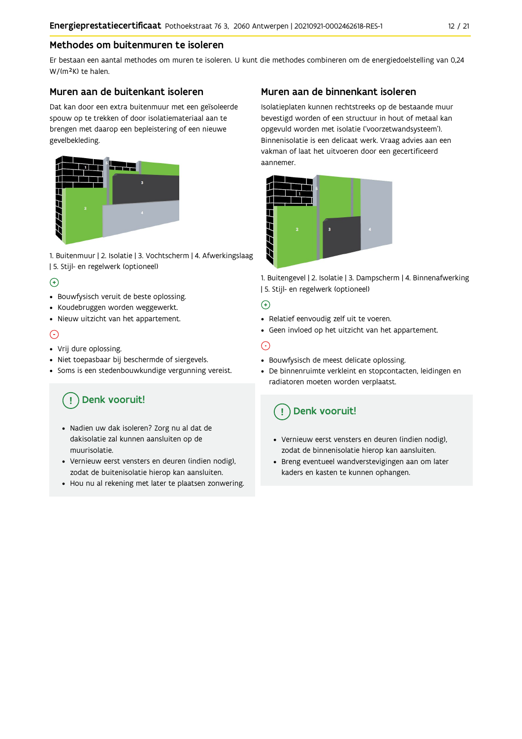## Methodes om buitenmuren te isoleren

Er bestaan een aantal methodes om muren te isoleren. U kunt die methodes combineren om de energiedoelstelling van 0,24 W/(m²K) te halen.

### Muren aan de buitenkant isoleren

Dat kan door een extra buitenmuur met een geïsoleerde spouw op te trekken of door isolatiemateriaal aan te brengen met daarop een bepleistering of een nieuwe gevelbekleding.

1. Buitenmuur | 2. Isolatie | 3. Vochtscherm | 4. Afwerkingslaag | 5. Stijl- en regelwerk (optioneel)

+

- Bouwfysisch veruit de beste oplossing.
- Koudebruggen worden weggewerkt.
- Nieuw uitzicht van het appartement.

-

- Vrij dure oplossing.
- Niet toepasbaar bij beschermde of siergevels.
- Soms is een stedenbouwkundige vergunning vereist.

**! Denk vooruit!**

- Nadien uw dak isoleren? Zorg nu al dat de dakisolatie zal kunnen aansluiten op de muurisolatie.
- Vernieuw eerst vensters en deuren (indien nodig), zodat de buitenisolatie hierop kan aansluiten.
- Hou nu al rekening met later te plaatsen zonwering.

### Muren aan de binnenkant isoleren

Isolatieplaten kunnen rechtstreeks op de bestaande muur bevestigd worden of een structuur in hout of metaal kan opgevuld worden met isolatie ('voorzetwandsysteem'). Binnenisolatie is een delicaat werk. Vraag advies aan een vakman of laat het uitvoeren door een gecertificeerd aannemer.

1. Buitengevel | 2. Isolatie | 3. Dampscherm | 4. Binnenafwerking | 5. Stijl- en regelwerk (optioneel)

+

- Relatief eenvoudig zelf uit te voeren.
- Geen invloed op het uitzicht van het appartement.

-

- Bouwfysisch de meest delicate oplossing.
- De binnenruimte verkleint en stopcontacten, leidingen en radiatoren moeten worden verplaatst.

**! Denk vooruit!**

- Vernieuw eerst vensters en deuren (indien nodig), zodat de binnenisolatie hierop kan aansluiten.
- Breng eventueel wandverstevigingen aan om later kaders en kasten te kunnen ophangen.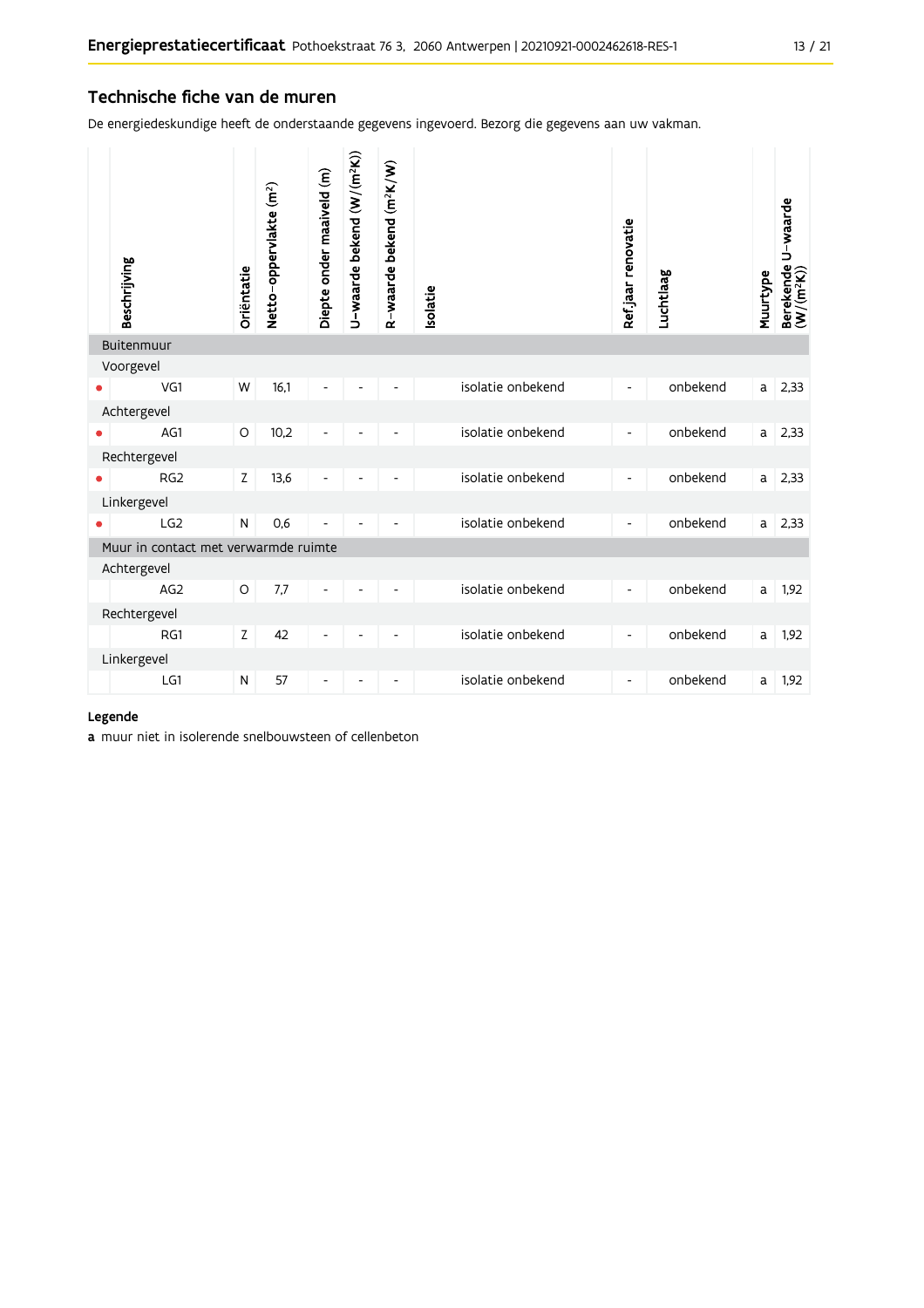## Technische fiche van de muren

De energiedeskundige heeft de onderstaande gegevens ingevoerd. Bezorg die gegevens aan uw vakman.

| | Beschrijving | Oriëntatie | Netto-oppervlakte (m²) | Diepte onder maaiveld (m) | U-waarde bekend (W/(m²K)) | R-waarde bekend (m²K/W) | Isolatie | Ref.jaar renovatie | Luchtlaag | Muurtype | Berekende U-waarde (W/(m²K)) |
|---|---|---|---|---|---|---|---|---|---|---|---|
| | **Buitenmuur** | | | | | | | | | | |
| | Voorgevel | | | | | | | | | | |
| • | VG1 | W | 16,1 | - | - | - | isolatie onbekend | - | onbekend | a | 2,33 |
| | Achtergevel | | | | | | | | | | |
| • | AG1 | O | 10,2 | - | - | - | isolatie onbekend | - | onbekend | a | 2,33 |
| | Rechtergevel | | | | | | | | | | |
| • | RG2 | Z | 13,6 | - | - | - | isolatie onbekend | - | onbekend | a | 2,33 |
| | Linkergevel | | | | | | | | | | |
| • | LG2 | N | 0,6 | - | - | - | isolatie onbekend | - | onbekend | a | 2,33 |
| | **Muur in contact met verwarmde ruimte** | | | | | | | | | | |
| | Achtergevel | | | | | | | | | | |
| | AG2 | O | 7,7 | - | - | - | isolatie onbekend | - | onbekend | a | 1,92 |
| | Rechtergevel | | | | | | | | | | |
| | RG1 | Z | 42 | - | - | - | isolatie onbekend | - | onbekend | a | 1,92 |
| | Linkergevel | | | | | | | | | | |
| | LG1 | N | 57 | - | - | - | isolatie onbekend | - | onbekend | a | 1,92 |

**Legende**

**a** muur niet in isolerende snelbouwsteen of cellenbeton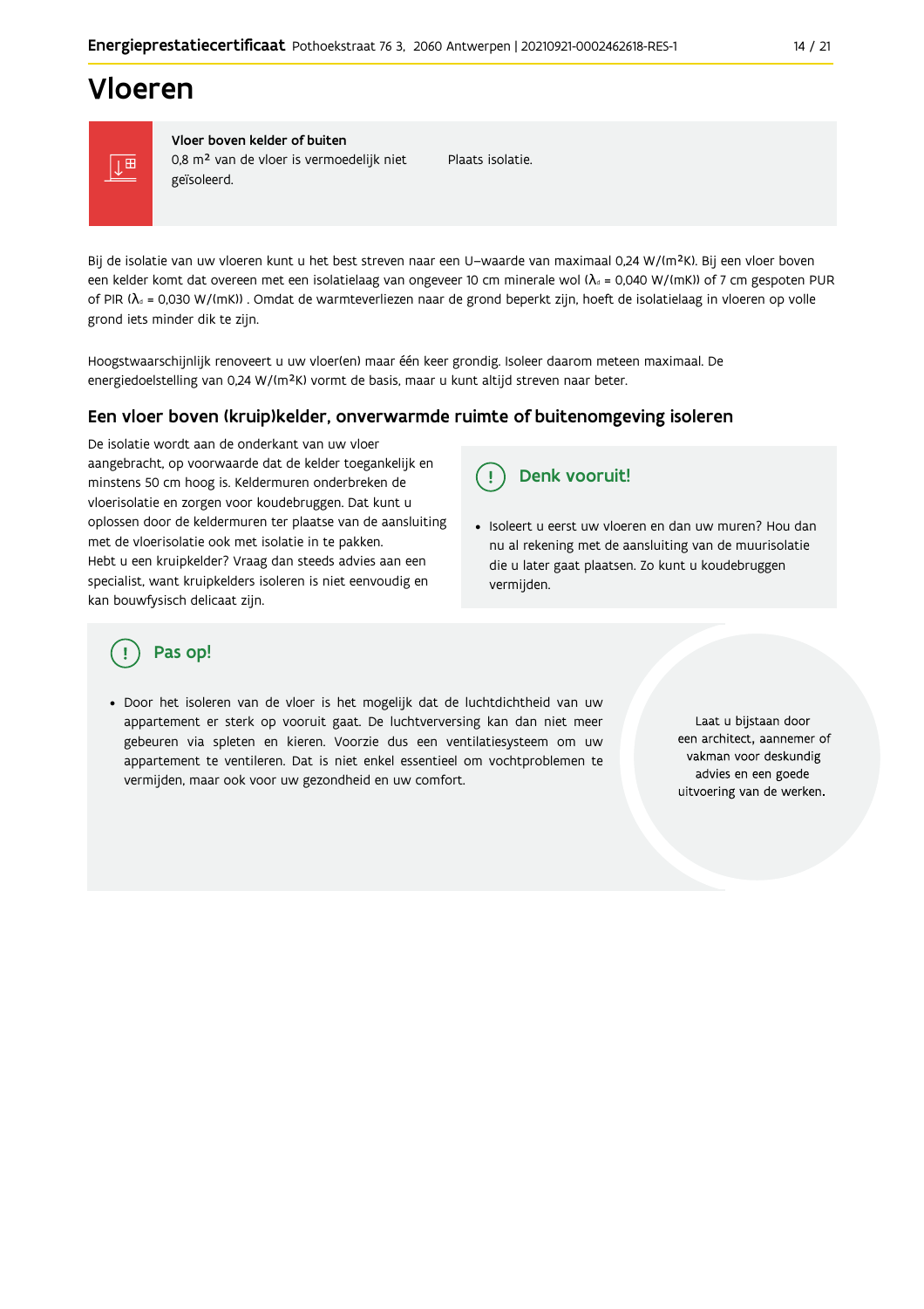# Vloeren

| Vloer boven kelder of buiten | |
| --- | --- |
| 0,8 m² van de vloer is vermoedelijk niet geïsoleerd. | Plaats isolatie. |

Bij de isolatie van uw vloeren kunt u het best streven naar een U-waarde van maximaal 0,24 W/(m²K). Bij een vloer boven een kelder komt dat overeen met een isolatielaag van ongeveer 10 cm minerale wol ($\lambda_d$ = 0,040 W/(mK)) of 7 cm gespoten PUR of PIR ($\lambda_d$ = 0,030 W/(mK)) . Omdat de warmteverliezen naar de grond beperkt zijn, hoeft de isolatielaag in vloeren op volle grond iets minder dik te zijn.

Hoogstwaarschijnlijk renoveert u uw vloer(en) maar één keer grondig. Isoleer daarom meteen maximaal. De energiedoelstelling van 0,24 W/(m²K) vormt de basis, maar u kunt altijd streven naar beter.

## Een vloer boven (kruip)kelder, onverwarmde ruimte of buitenomgeving isoleren

De isolatie wordt aan de onderkant van uw vloer aangebracht, op voorwaarde dat de kelder toegankelijk en minstens 50 cm hoog is. Keldermuren onderbreken de vloerisolatie en zorgen voor koudebruggen. Dat kunt u oplossen door de keldermuren ter plaatse van de aansluiting met de vloerisolatie ook met isolatie in te pakken.
Hebt u een kruipkelder? Vraag dan steeds advies aan een specialist, want kruipkelders isoleren is niet eenvoudig en kan bouwfysisch delicaat zijn.

### Denk vooruit!

- Isoleert u eerst uw vloeren en dan uw muren? Hou dan nu al rekening met de aansluiting van de muurisolatie die u later gaat plaatsen. Zo kunt u koudebruggen vermijden.

### Pas op!

- Door het isoleren van de vloer is het mogelijk dat de luchtdichtheid van uw appartement er sterk op vooruit gaat. De luchtverversing kan dan niet meer gebeuren via spleten en kieren. Voorzie dus een ventilatiesysteem om uw appartement te ventileren. Dat is niet enkel essentieel om vochtproblemen te vermijden, maar ook voor uw gezondheid en uw comfort.

Laat u bijstaan door een architect, aannemer of vakman voor deskundig advies en een goede uitvoering van de werken.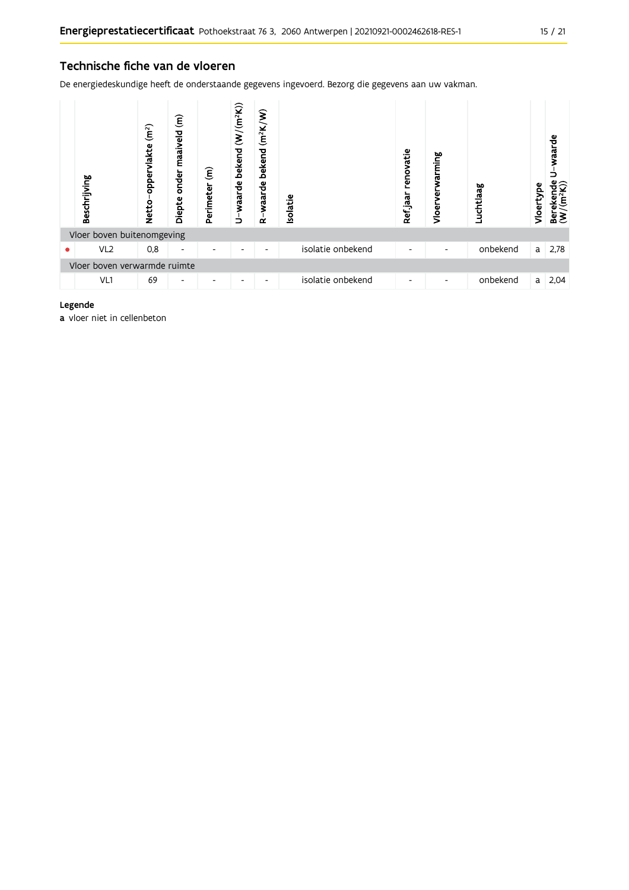## Technische fiche van de vloeren

De energiedeskundige heeft de onderstaande gegevens ingevoerd. Bezorg die gegevens aan uw vakman.

| | Beschrijving | Netto-oppervlakte (m²) | Diepte onder maaiveld (m) | Perimeter (m) | U-waarde bekend (W/(m²K)) | R-waarde bekend (m²K/W) | Isolatie | Ref.jaar renovatie | Vloerverwarming | Luchtlaag | Vloertype | Berekende U-waarde (W/(m²K)) |
|---|---|---|---|---|---|---|---|---|---|---|---|---|
| Vloer boven buitenomgeving | | | | | | | | | | | | |
| • | VL2 | 0,8 | - | - | - | - | isolatie onbekend | - | - | onbekend | a | 2,78 |
| Vloer boven verwarmde ruimte | | | | | | | | | | | | |
| | VL1 | 69 | - | - | - | - | isolatie onbekend | - | - | onbekend | a | 2,04 |

**Legende**

**a** vloer niet in cellenbeton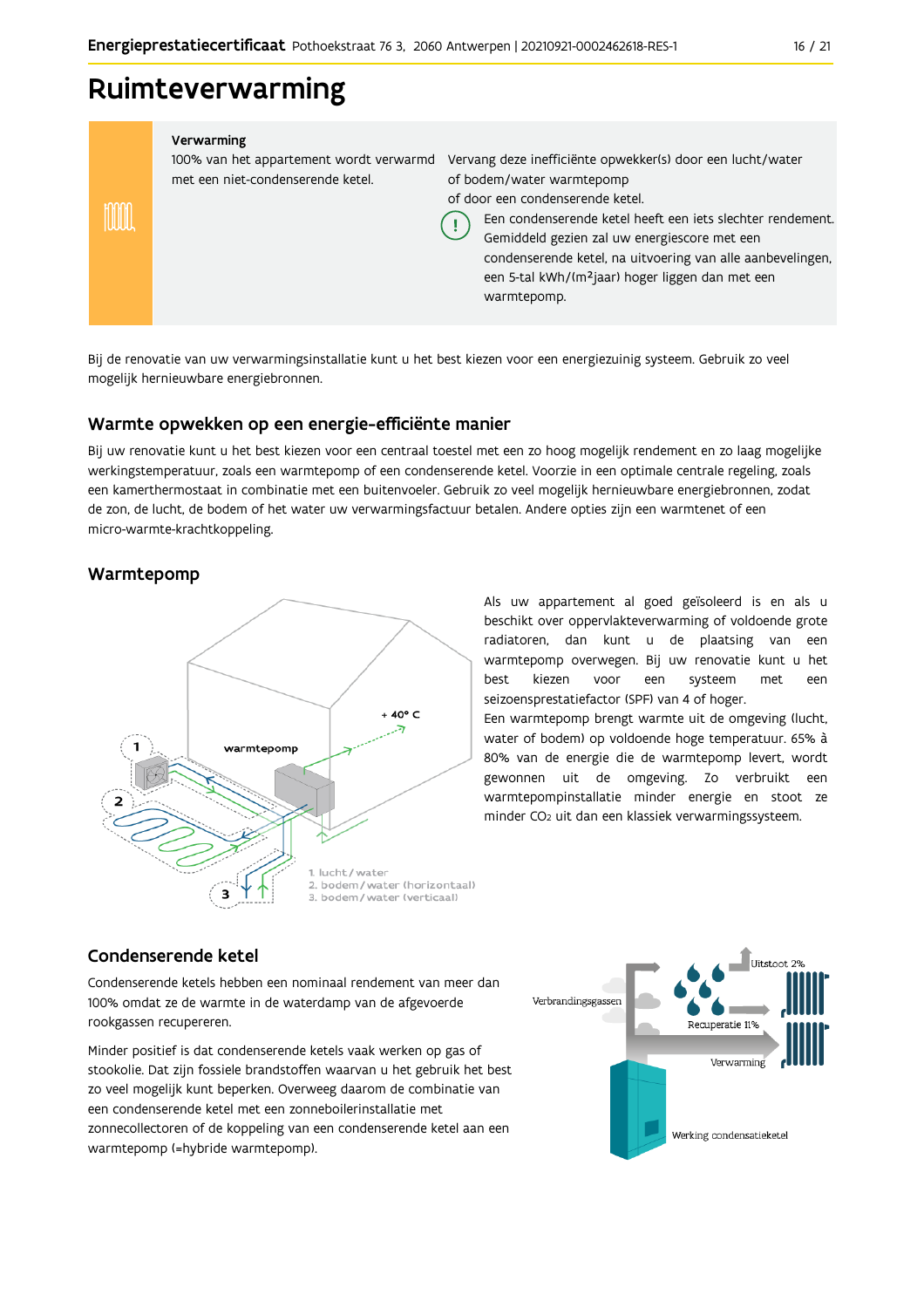# Ruimteverwarming

**Verwarming**

100% van het appartement wordt verwarmd met een niet-condenserende ketel.

Vervang deze inefficiënte opwekker(s) door een lucht/water of bodem/water warmtepomp of door een condenserende ketel.

Een condenserende ketel heeft een iets slechter rendement. Gemiddeld gezien zal uw energiescore met een condenserende ketel, na uitvoering van alle aanbevelingen, een 5-tal kWh/(m²jaar) hoger liggen dan met een warmtepomp.

Bij de renovatie van uw verwarmingsinstallatie kunt u het best kiezen voor een energiezuinig systeem. Gebruik zo veel mogelijk hernieuwbare energiebronnen.

## Warmte opwekken op een energie-efficiënte manier

Bij uw renovatie kunt u het best kiezen voor een centraal toestel met een zo hoog mogelijk rendement en zo laag mogelijke werkingstemperatuur, zoals een warmtepomp of een condenserende ketel. Voorzie in een optimale centrale regeling, zoals een kamerthermostaat in combinatie met een buitenvoeler. Gebruik zo veel mogelijk hernieuwbare energiebronnen, zodat de zon, de lucht, de bodem of het water uw verwarmingsfactuur betalen. Andere opties zijn een warmtenet of een micro-warmte-krachtkoppeling.

## Warmtepomp

Als uw appartement al goed geïsoleerd is en als u beschikt over oppervlakteverwarming of voldoende grote radiatoren, dan kunt u de plaatsing van een warmtepomp overwegen. Bij uw renovatie kunt u het best kiezen voor een systeem met een seizoensprestatiefactor (SPF) van 4 of hoger.

Een warmtepomp brengt warmte uit de omgeving (lucht, water of bodem) op voldoende hoge temperatuur. 65% à 80% van de energie die de warmtepomp levert, wordt gewonnen uit de omgeving. Zo verbruikt een warmtepompinstallatie minder energie en stoot ze minder $CO_2$ uit dan een klassiek verwarmingssysteem.

## Condenserende ketel

Condenserende ketels hebben een nominaal rendement van meer dan 100% omdat ze de warmte in de waterdamp van de afgevoerde rookgassen recupereren.

Minder positief is dat condenserende ketels vaak werken op gas of stookolie. Dat zijn fossiele brandstoffen waarvan u het gebruik het best zo veel mogelijk kunt beperken. Overweeg daarom de combinatie van een condenserende ketel met een zonneboilerinstallatie met zonnecollectoren of de koppeling van een condenserende ketel aan een warmtepomp (=hybride warmtepomp).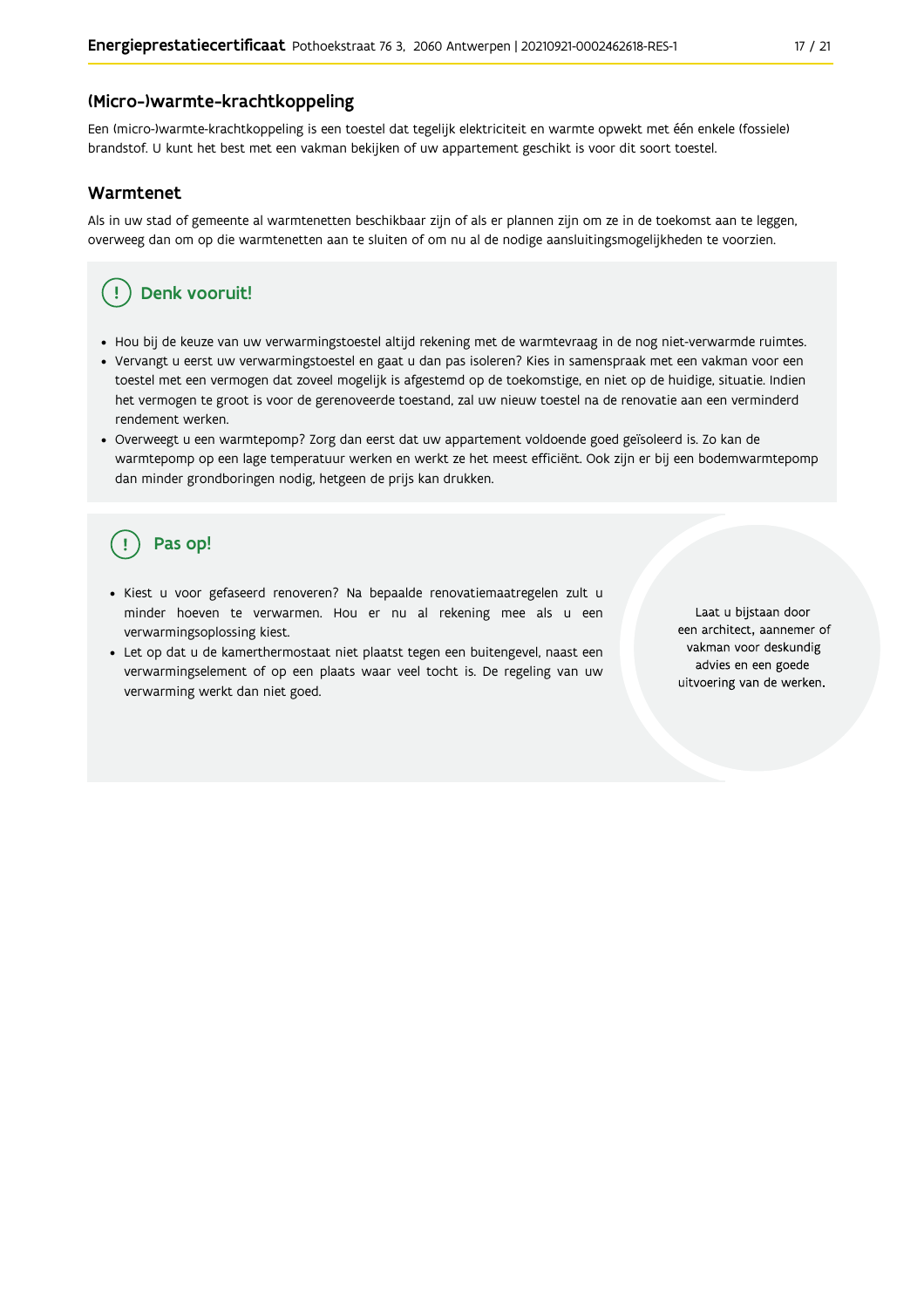## (Micro-)warmte-krachtkoppeling

Een (micro-)warmte-krachtkoppeling is een toestel dat tegelijk elektriciteit en warmte opwekt met één enkele (fossiele) brandstof. U kunt het best met een vakman bekijken of uw appartement geschikt is voor dit soort toestel.

## Warmtenet

Als in uw stad of gemeente al warmtenetten beschikbaar zijn of als er plannen zijn om ze in de toekomst aan te leggen, overweeg dan om op die warmtenetten aan te sluiten of om nu al de nodige aansluitingsmogelijkheden te voorzien.

### Denk vooruit!

- Hou bij de keuze van uw verwarmingstoestel altijd rekening met de warmtevraag in de nog niet-verwarmde ruimtes.
- Vervangt u eerst uw verwarmingstoestel en gaat u dan pas isoleren? Kies in samenspraak met een vakman voor een toestel met een vermogen dat zoveel mogelijk is afgestemd op de toekomstige, en niet op de huidige, situatie. Indien het vermogen te groot is voor de gerenoveerde toestand, zal uw nieuw toestel na de renovatie aan een verminderd rendement werken.
- Overweegt u een warmtepomp? Zorg dan eerst dat uw appartement voldoende goed geïsoleerd is. Zo kan de warmtepomp op een lage temperatuur werken en werkt ze het meest efficiënt. Ook zijn er bij een bodemwarmtepomp dan minder grondboringen nodig, hetgeen de prijs kan drukken.

### Pas op!

- Kiest u voor gefaseerd renoveren? Na bepaalde renovatiemaatregelen zult u minder hoeven te verwarmen. Hou er nu al rekening mee als u een verwarmingsoplossing kiest.
- Let op dat u de kamerthermostaat niet plaatst tegen een buitengevel, naast een verwarmingselement of op een plaats waar veel tocht is. De regeling van uw verwarming werkt dan niet goed.

Laat u bijstaan door een architect, aannemer of vakman voor deskundig advies en een goede uitvoering van de werken.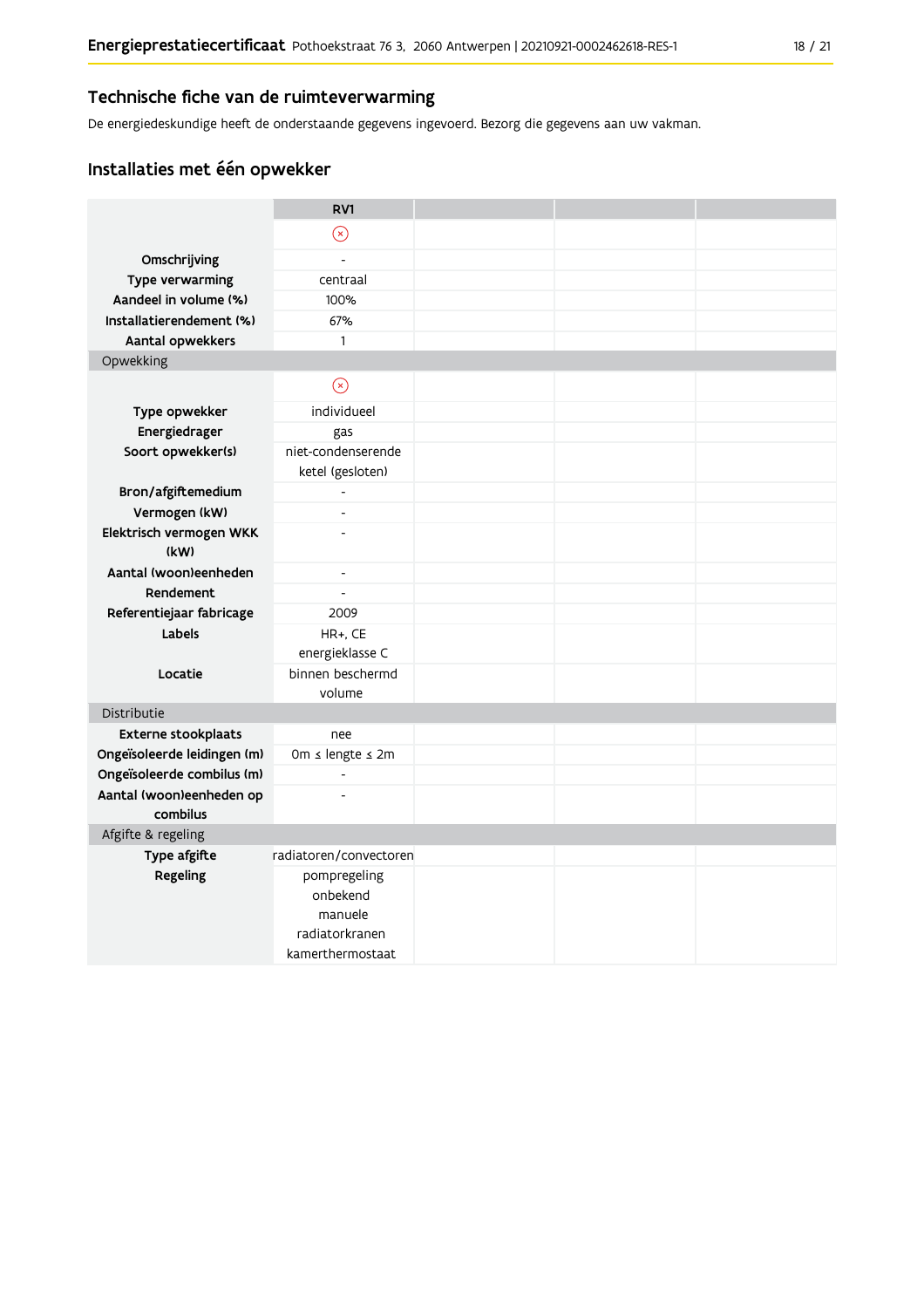## Technische fiche van de ruimteverwarming

De energiedeskundige heeft de onderstaande gegevens ingevoerd. Bezorg die gegevens aan uw vakman.

### Installaties met één opwekker

| | RV1 | | | |
|---|---|---|---|---|
| | ⊗ | | | |
| **Omschrijving** | - | | | |
| **Type verwarming** | centraal | | | |
| **Aandeel in volume (%)** | 100% | | | |
| **Installatierendement (%)** | 67% | | | |
| **Aantal opwekkers** | 1 | | | |
| Opwekking | | | | |
| | ⊗ | | | |
| **Type opwekker** | individueel | | | |
| **Energiedrager** | gas | | | |
| **Soort opwekker(s)** | niet-condenserende ketel (gesloten) | | | |
| **Bron/afgiftemedium** | - | | | |
| **Vermogen (kW)** | - | | | |
| **Elektrisch vermogen WKK (kW)** | - | | | |
| **Aantal (woon)eenheden** | - | | | |
| **Rendement** | - | | | |
| **Referentiejaar fabricage** | 2009 | | | |
| **Labels** | HR+, CE energieklasse C | | | |
| **Locatie** | binnen beschermd volume | | | |
| Distributie | | | | |
| **Externe stookplaats** | nee | | | |
| **Ongeïsoleerde leidingen (m)** | 0m ≤ lengte ≤ 2m | | | |
| **Ongeïsoleerde combilus (m)** | - | | | |
| **Aantal (woon)eenheden op combilus** | - | | | |
| Afgifte & regeling | | | | |
| **Type afgifte** | radiatoren/convectoren | | | |
| **Regeling** | pompregeling onbekend manuele radiatorkranen kamerthermostaat | | | |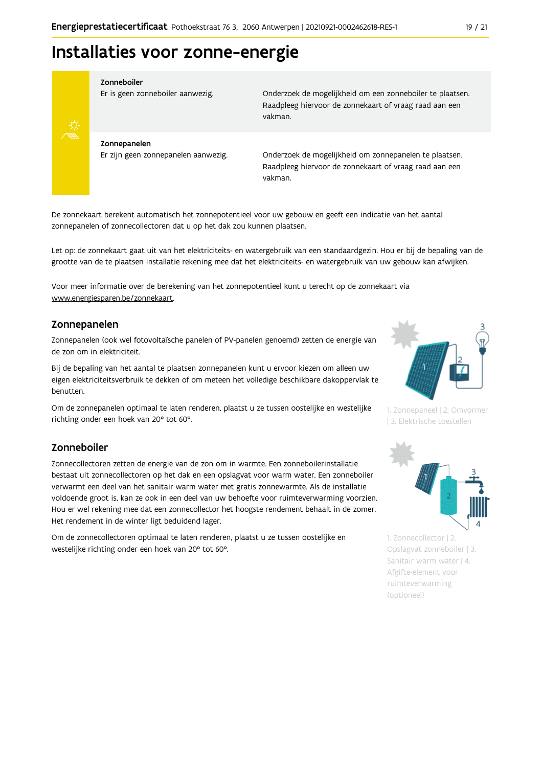# Installaties voor zonne-energie

| | |
|---|---|
| **Zonneboiler**<br>Er is geen zonneboiler aanwezig. | Onderzoek de mogelijkheid om een zonneboiler te plaatsen. Raadpleeg hiervoor de zonnekaart of vraag raad aan een vakman. |
| **Zonnepanelen**<br>Er zijn geen zonnepanelen aanwezig. | Onderzoek de mogelijkheid om zonnepanelen te plaatsen. Raadpleeg hiervoor de zonnekaart of vraag raad aan een vakman. |

De zonnekaart berekent automatisch het zonnepotentieel voor uw gebouw en geeft een indicatie van het aantal zonnepanelen of zonnecollectoren dat u op het dak zou kunnen plaatsen.

Let op: de zonnekaart gaat uit van het elektriciteits- en watergebruik van een standaardgezin. Hou er bij de bepaling van de grootte van de te plaatsen installatie rekening mee dat het elektriciteits- en watergebruik van uw gebouw kan afwijken.

Voor meer informatie over de berekening van het zonnepotentieel kunt u terecht op de zonnekaart via www.energiesparen.be/zonnekaart.

## Zonnepanelen

Zonnepanelen (ook wel fotovoltaïsche panelen of PV-panelen genoemd) zetten de energie van de zon om in elektriciteit.

Bij de bepaling van het aantal te plaatsen zonnepanelen kunt u ervoor kiezen om alleen uw eigen elektriciteitsverbruik te dekken of om meteen het volledige beschikbare dakoppervlak te benutten.

Om de zonnepanelen optimaal te laten renderen, plaatst u ze tussen oostelijke en westelijke richting onder een hoek van 20° tot 60°.

1. Zonnepaneel | 2. Omvormer | 3. Elektrische toestellen

## Zonneboiler

Zonnecollectoren zetten de energie van de zon om in warmte. Een zonneboilerinstallatie bestaat uit zonnecollectoren op het dak en een opslagvat voor warm water. Een zonneboiler verwarmt een deel van het sanitair warm water met gratis zonnewarmte. Als de installatie voldoende groot is, kan ze ook in een deel van uw behoefte voor ruimteverwarming voorzien. Hou er wel rekening mee dat een zonnecollector het hoogste rendement behaalt in de zomer. Het rendement in de winter ligt beduidend lager.

Om de zonnecollectoren optimaal te laten renderen, plaatst u ze tussen oostelijke en westelijke richting onder een hoek van 20° tot 60°.

1. Zonnecollector | 2. Opslagvat zonneboiler | 3. Sanitair warm water | 4. Afgifte-element voor ruimteverwarming (optioneel)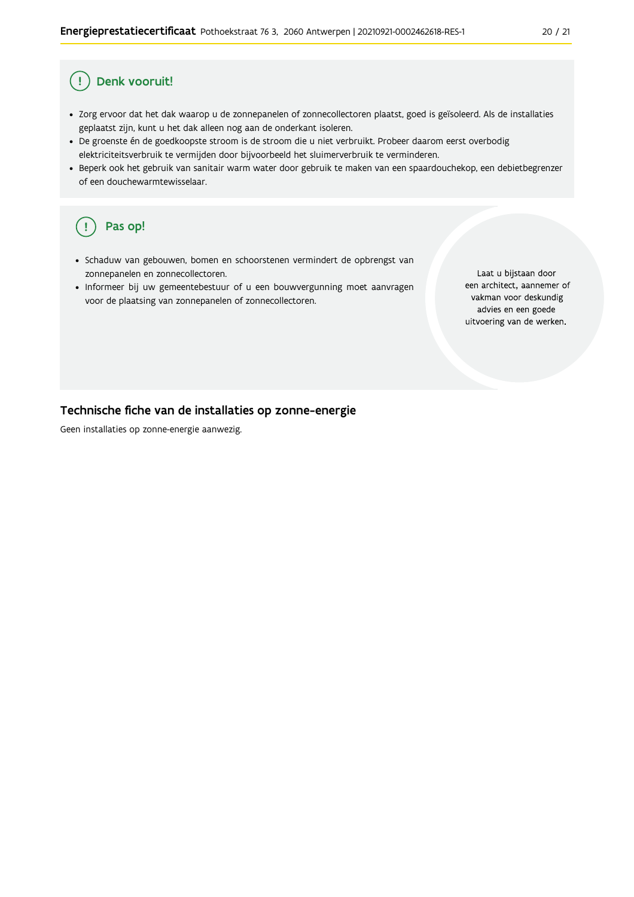## Denk vooruit!

- Zorg ervoor dat het dak waarop u de zonnepanelen of zonnecollectoren plaatst, goed is geïsoleerd. Als de installaties geplaatst zijn, kunt u het dak alleen nog aan de onderkant isoleren.
- De groenste én de goedkoopste stroom is de stroom die u niet verbruikt. Probeer daarom eerst overbodig elektriciteitsverbruik te vermijden door bijvoorbeeld het sluimerverbruik te verminderen.
- Beperk ook het gebruik van sanitair warm water door gebruik te maken van een spaardouchekop, een debietbegrenzer of een douchewarmtewisselaar.

## Pas op!

- Schaduw van gebouwen, bomen en schoorstenen vermindert de opbrengst van zonnepanelen en zonnecollectoren.
- Informeer bij uw gemeentebestuur of u een bouwvergunning moet aanvragen voor de plaatsing van zonnepanelen of zonnecollectoren.

Laat u bijstaan door een architect, aannemer of vakman voor deskundig advies en een goede uitvoering van de werken.

## Technische fiche van de installaties op zonne-energie

Geen installaties op zonne-energie aanwezig.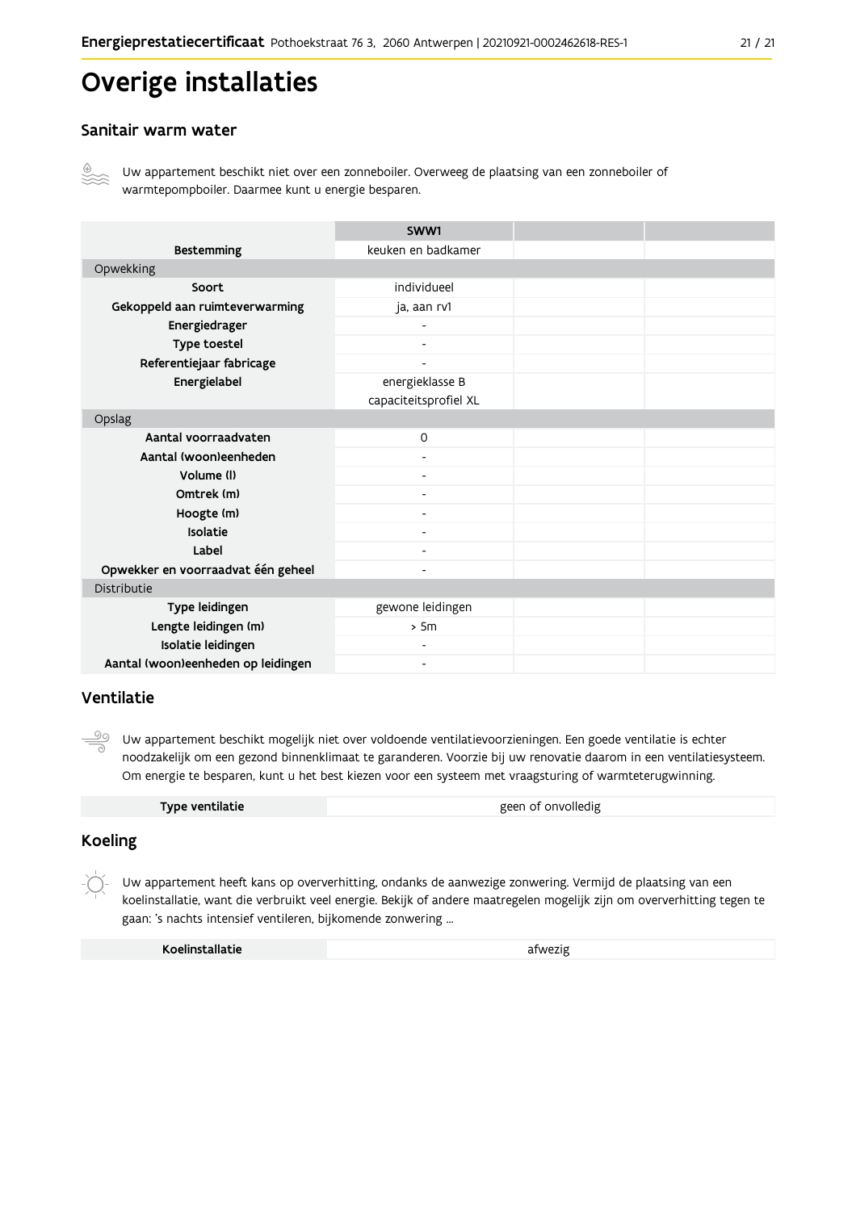# Overige installaties

## Sanitair warm water

Uw appartement beschikt niet over een zonneboiler. Overweeg de plaatsing van een zonneboiler of warmtepompboiler. Daarmee kunt u energie besparen.

| | SWW1 | | |
|---|---|---|---|
| **Bestemming** | keuken en badkamer | | |
| Opwekking | | | |
| **Soort** | individueel | | |
| **Gekoppeld aan ruimteverwarming** | ja, aan rv1 | | |
| **Energiedrager** | - | | |
| **Type toestel** | - | | |
| **Referentiejaar fabricage** | - | | |
| **Energielabel** | energieklasse B<br>capaciteitsprofiel XL | | |
| Opslag | | | |
| **Aantal voorraadvaten** | 0 | | |
| **Aantal (woon)eenheden** | - | | |
| **Volume (l)** | - | | |
| **Omtrek (m)** | - | | |
| **Hoogte (m)** | - | | |
| **Isolatie** | - | | |
| **Label** | - | | |
| **Opwekker en voorraadvat één geheel** | - | | |
| Distributie | | | |
| **Type leidingen** | gewone leidingen | | |
| **Lengte leidingen (m)** | > 5m | | |
| **Isolatie leidingen** | - | | |
| **Aantal (woon)eenheden op leidingen** | - | | |

## Ventilatie

Uw appartement beschikt mogelijk niet over voldoende ventilatievoorzieningen. Een goede ventilatie is echter noodzakelijk om een gezond binnenklimaat te garanderen. Voorzie bij uw renovatie daarom in een ventilatiesysteem. Om energie te besparen, kunt u het best kiezen voor een systeem met vraagsturing of warmteterugwinning.

| | |
|---|---|
| **Type ventilatie** | geen of onvolledig |

## Koeling

Uw appartement heeft kans op oververhitting, ondanks de aanwezige zonwering. Vermijd de plaatsing van een koelinstallatie, want die verbruikt veel energie. Bekijk of andere maatregelen mogelijk zijn om oververhitting tegen te gaan: 's nachts intensief ventileren, bijkomende zonwering ...

| | |
|---|---|
| **Koelinstallatie** | afwezig |